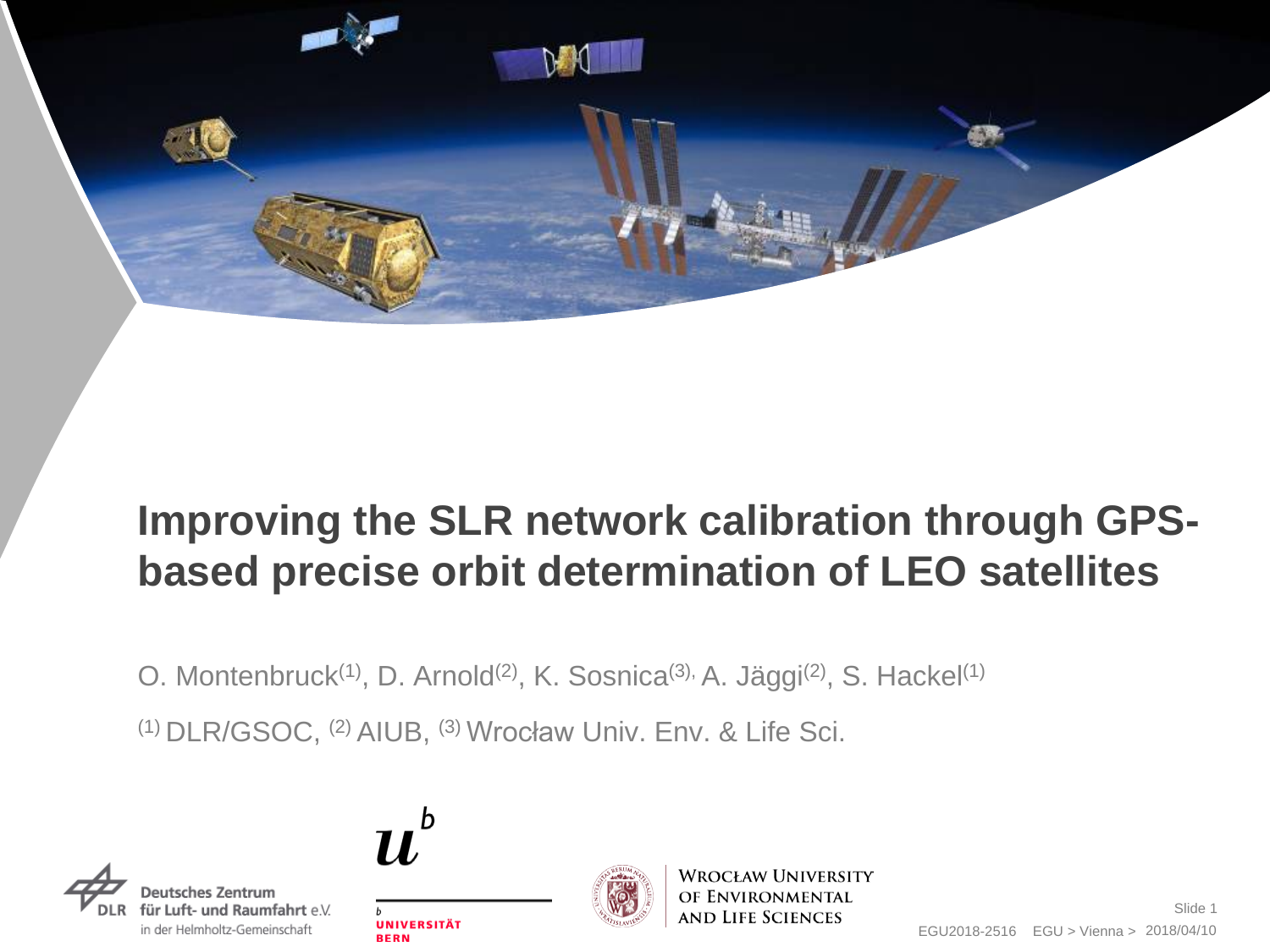# Improving the SLR network calibration through GPS-based precise orbit determination of LEO satellites

O. Montenbruck[1], D. Arnold[2], K. Sosnica[3], A. Jäggi[2], S. Hackel[1]

[1] DLR/GSOC, [2] AIUB, [3] Wrocław Univ. Env. & Life Sci.

Deutsches Zentrum für Luft- und Raumfahrt e.V. in der Helmholtz-Gemeinschaft

Universität Bern

Wrocław University of Environmental and Life Sciences

EGU2018-2516 EGU > Vienna > 2018/04/10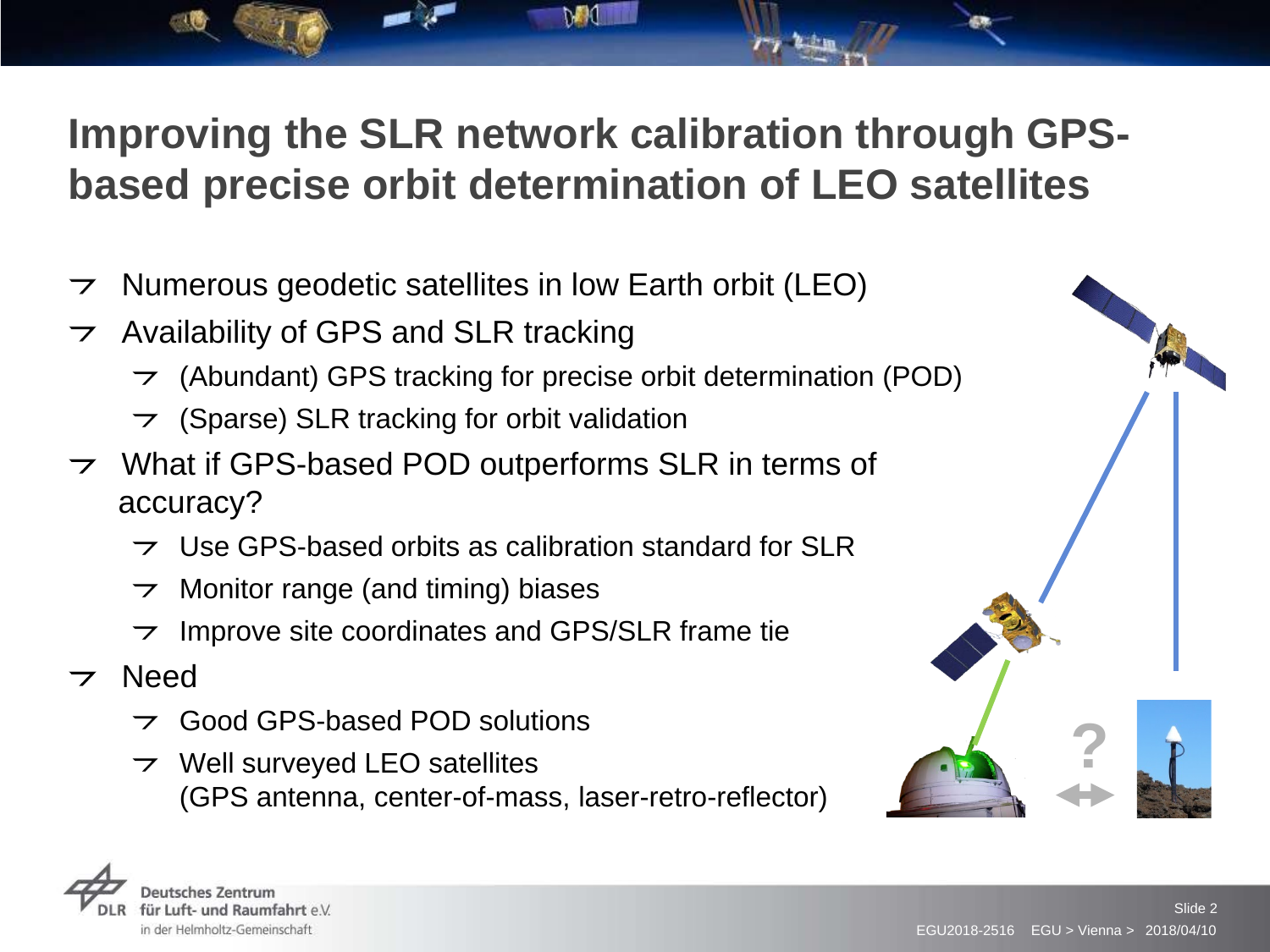# Improving the SLR network calibration through GPS-based precise orbit determination of LEO satellites

- Numerous geodetic satellites in low Earth orbit (LEO)
- Availability of GPS and SLR tracking
  - (Abundant) GPS tracking for precise orbit determination (POD)
  - (Sparse) SLR tracking for orbit validation
- What if GPS-based POD outperforms SLR in terms of accuracy?
  - Use GPS-based orbits as calibration standard for SLR
  - Monitor range (and timing) biases
  - Improve site coordinates and GPS/SLR frame tie
- Need
  - Good GPS-based POD solutions
  - Well surveyed LEO satellites
    (GPS antenna, center-of-mass, laser-retro-reflector)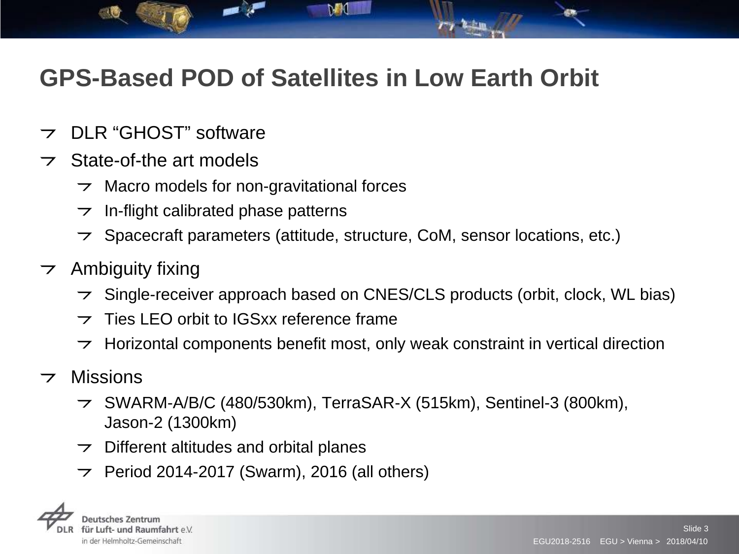# GPS-Based POD of Satellites in Low Earth Orbit

- DLR “GHOST” software
- State-of-the art models
  - Macro models for non-gravitational forces
  - In-flight calibrated phase patterns
  - Spacecraft parameters (attitude, structure, CoM, sensor locations, etc.)
- Ambiguity fixing
  - Single-receiver approach based on CNES/CLS products (orbit, clock, WL bias)
  - Ties LEO orbit to IGSxx reference frame
  - Horizontal components benefit most, only weak constraint in vertical direction
- Missions
  - SWARM-A/B/C (480/530km), TerraSAR-X (515km), Sentinel-3 (800km), Jason-2 (1300km)
  - Different altitudes and orbital planes
  - Period 2014-2017 (Swarm), 2016 (all others)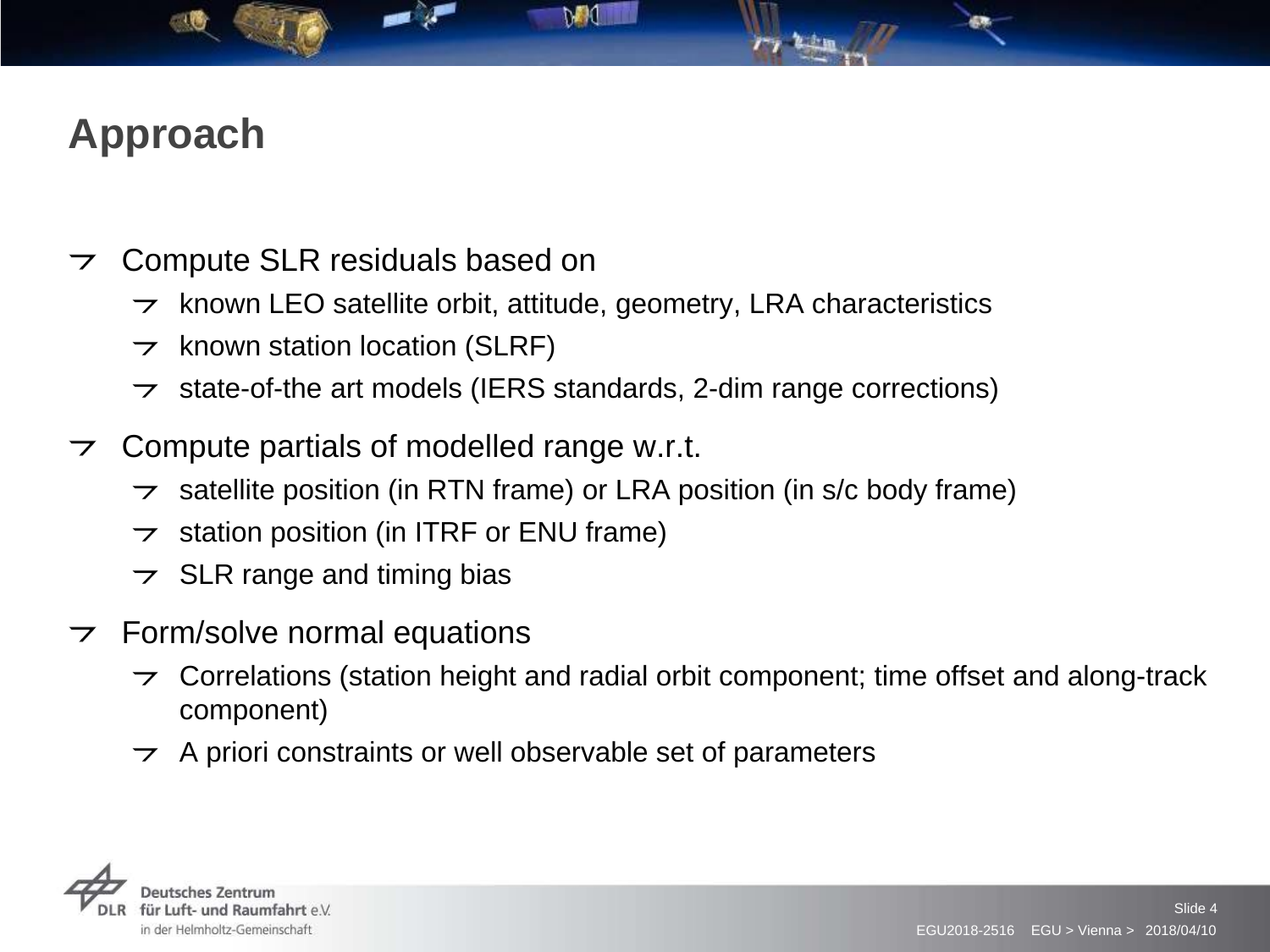# Approach

- Compute SLR residuals based on
  - known LEO satellite orbit, attitude, geometry, LRA characteristics
  - known station location (SLRF)
  - state-of-the art models (IERS standards, 2-dim range corrections)
- Compute partials of modelled range w.r.t.
  - satellite position (in RTN frame) or LRA position (in s/c body frame)
  - station position (in ITRF or ENU frame)
  - SLR range and timing bias
- Form/solve normal equations
  - Correlations (station height and radial orbit component; time offset and along-track component)
  - A priori constraints or well observable set of parameters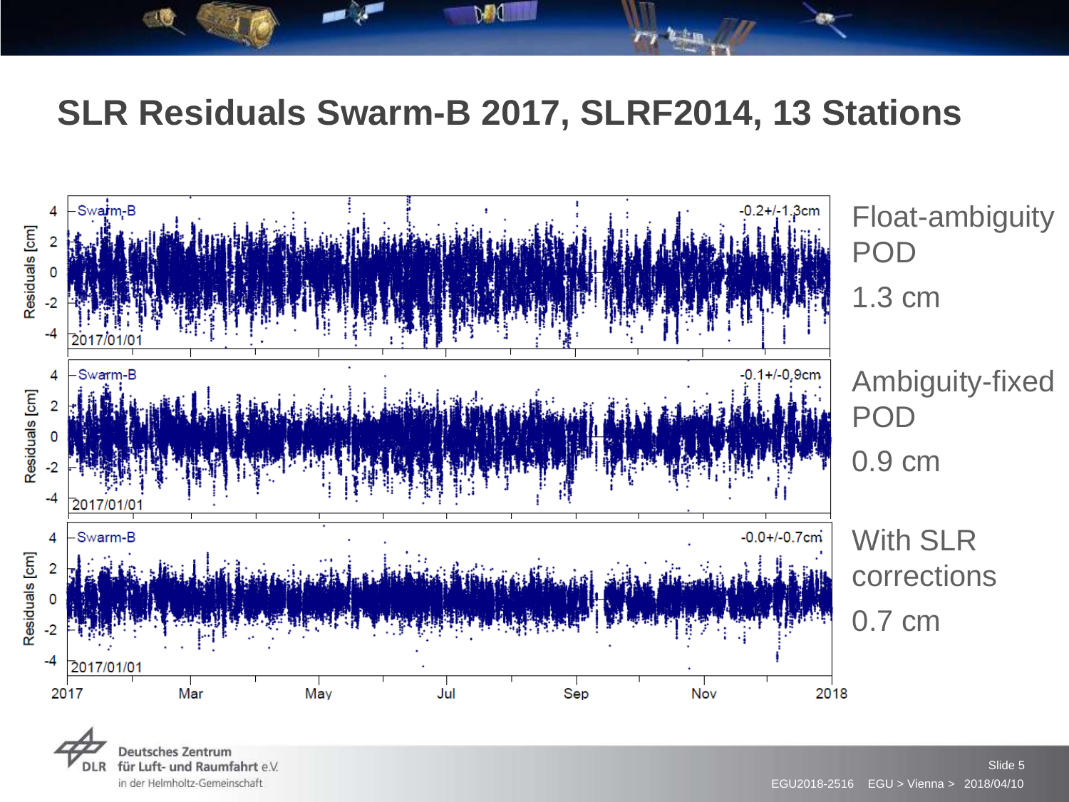# SLR Residuals Swarm-B 2017, SLRF2014, 13 Stations

Float-ambiguity POD

1.3 cm

Ambiguity-fixed POD

0.9 cm

With SLR corrections

0.7 cm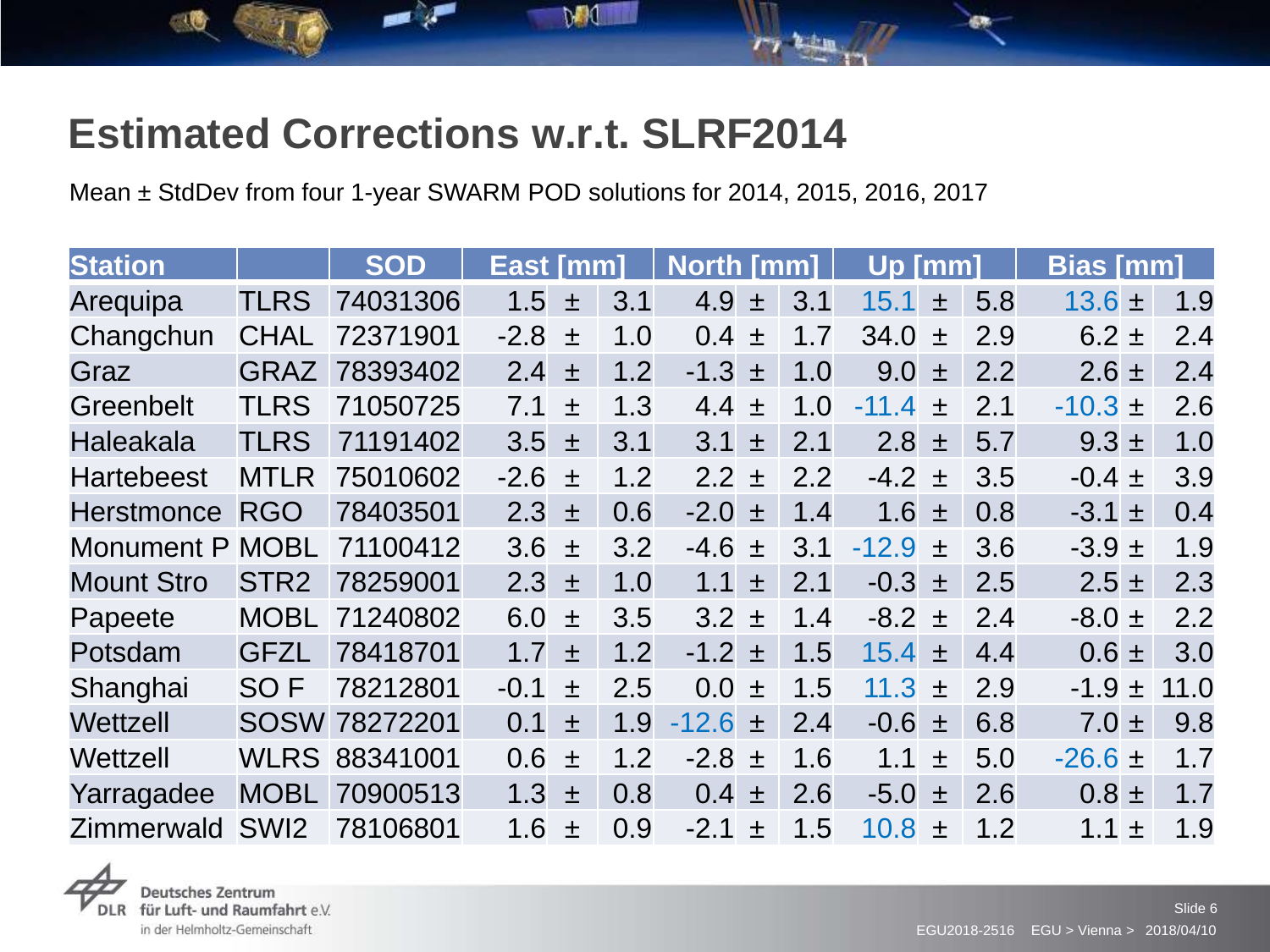# Estimated Corrections w.r.t. SLRF2014

Mean ± StdDev from four 1-year SWARM POD solutions for 2014, 2015, 2016, 2017

| Station | | SOD | East [mm] | North [mm] | Up [mm] | Bias [mm] |
|---|---|---|---|---|---|---|
| Arequipa | TLRS | 74031306 | 1.5 ± 3.1 | 4.9 ± 3.1 | 15.1 ± 5.8 | 13.6 ± 1.9 |
| Changchun | CHAL | 72371901 | -2.8 ± 1.0 | 0.4 ± 1.7 | 34.0 ± 2.9 | 6.2 ± 2.4 |
| Graz | GRAZ | 78393402 | 2.4 ± 1.2 | -1.3 ± 1.0 | 9.0 ± 2.2 | 2.6 ± 2.4 |
| Greenbelt | TLRS | 71050725 | 7.1 ± 1.3 | 4.4 ± 1.0 | -11.4 ± 2.1 | -10.3 ± 2.6 |
| Haleakala | TLRS | 71191402 | 3.5 ± 3.1 | 3.1 ± 2.1 | 2.8 ± 5.7 | 9.3 ± 1.0 |
| Hartebeest | MTLR | 75010602 | -2.6 ± 1.2 | 2.2 ± 2.2 | -4.2 ± 3.5 | -0.4 ± 3.9 |
| Herstmonce | RGO | 78403501 | 2.3 ± 0.6 | -2.0 ± 1.4 | 1.6 ± 0.8 | -3.1 ± 0.4 |
| Monument P | MOBL | 71100412 | 3.6 ± 3.2 | -4.6 ± 3.1 | -12.9 ± 3.6 | -3.9 ± 1.9 |
| Mount Stro | STR2 | 78259001 | 2.3 ± 1.0 | 1.1 ± 2.1 | -0.3 ± 2.5 | 2.5 ± 2.3 |
| Papeete | MOBL | 71240802 | 6.0 ± 3.5 | 3.2 ± 1.4 | -8.2 ± 2.4 | -8.0 ± 2.2 |
| Potsdam | GFZL | 78418701 | 1.7 ± 1.2 | -1.2 ± 1.5 | 15.4 ± 4.4 | 0.6 ± 3.0 |
| Shanghai | SO F | 78212801 | -0.1 ± 2.5 | 0.0 ± 1.5 | 11.3 ± 2.9 | -1.9 ± 11.0 |
| Wettzell | SOSW | 78272201 | 0.1 ± 1.9 | -12.6 ± 2.4 | -0.6 ± 6.8 | 7.0 ± 9.8 |
| Wettzell | WLRS | 88341001 | 0.6 ± 1.2 | -2.8 ± 1.6 | 1.1 ± 5.0 | -26.6 ± 1.7 |
| Yarragadee | MOBL | 70900513 | 1.3 ± 0.8 | 0.4 ± 2.6 | -5.0 ± 2.6 | 0.8 ± 1.7 |
| Zimmerwald | SWI2 | 78106801 | 1.6 ± 0.9 | -2.1 ± 1.5 | 10.8 ± 1.2 | 1.1 ± 1.9 |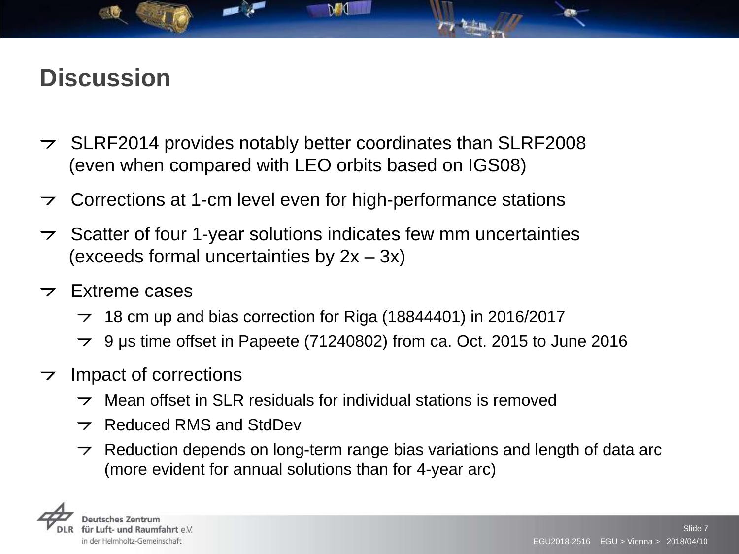# Discussion

- SLRF2014 provides notably better coordinates than SLRF2008 (even when compared with LEO orbits based on IGS08)
- Corrections at 1-cm level even for high-performance stations
- Scatter of four 1-year solutions indicates few mm uncertainties (exceeds formal uncertainties by 2x – 3x)
- Extreme cases
  - 18 cm up and bias correction for Riga (18844401) in 2016/2017
  - 9 μs time offset in Papeete (71240802) from ca. Oct. 2015 to June 2016
- Impact of corrections
  - Mean offset in SLR residuals for individual stations is removed
  - Reduced RMS and StdDev
  - Reduction depends on long-term range bias variations and length of data arc (more evident for annual solutions than for 4-year arc)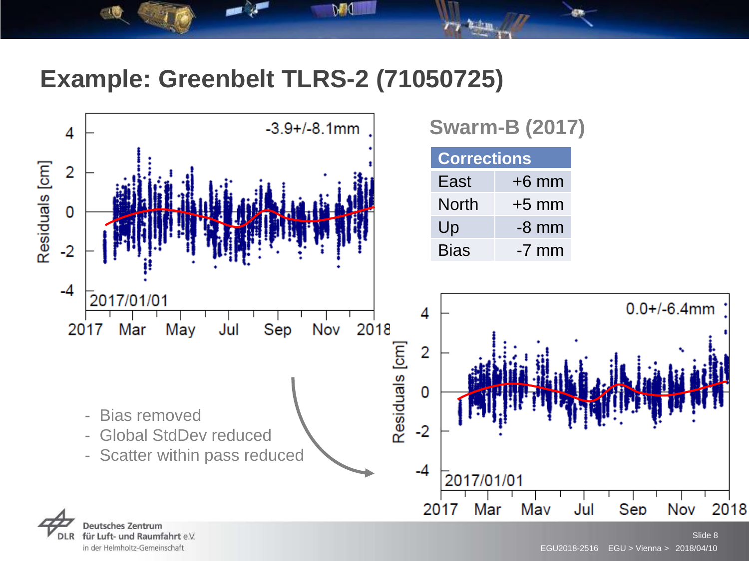# Example: Greenbelt TLRS-2 (71050725)

## Swarm-B (2017)

| Corrections | |
|---|---|
| East | +6 mm |
| North | +5 mm |
| Up | -8 mm |
| Bias | -7 mm |

- Bias removed
- Global StdDev reduced
- Scatter within pass reduced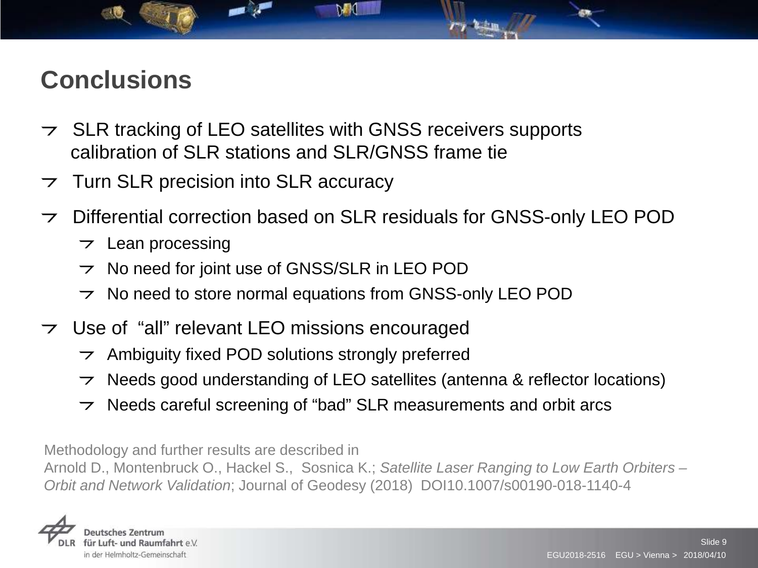# Conclusions

- SLR tracking of LEO satellites with GNSS receivers supports calibration of SLR stations and SLR/GNSS frame tie
- Turn SLR precision into SLR accuracy
- Differential correction based on SLR residuals for GNSS-only LEO POD
  - Lean processing
  - No need for joint use of GNSS/SLR in LEO POD
  - No need to store normal equations from GNSS-only LEO POD
- Use of "all" relevant LEO missions encouraged
  - Ambiguity fixed POD solutions strongly preferred
  - Needs good understanding of LEO satellites (antenna & reflector locations)
  - Needs careful screening of "bad" SLR measurements and orbit arcs

Methodology and further results are described in
Arnold D., Montenbruck O., Hackel S., Sosnica K.; *Satellite Laser Ranging to Low Earth Orbiters – Orbit and Network Validation*; Journal of Geodesy (2018) DOI10.1007/s00190-018-1140-4